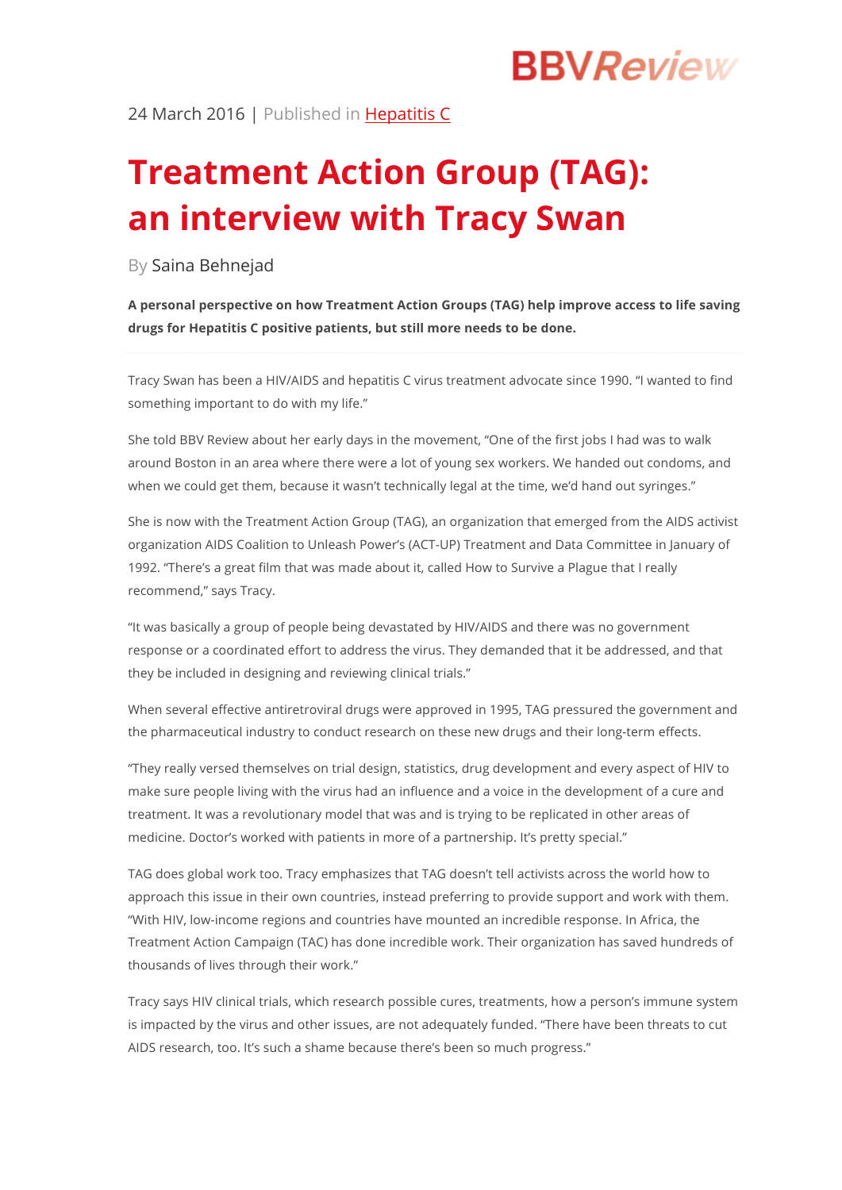24 March 2016 | Published in Hepatitis C

# Treatment Action Group (TAG): an interview with Tracy Swan

By Saina Behnejad

**A personal perspective on how Treatment Action Groups (TAG) help improve access to life saving drugs for Hepatitis C positive patients, but still more needs to be done.**

Tracy Swan has been a HIV/AIDS and hepatitis C virus treatment advocate since 1990. "I wanted to find something important to do with my life."

She told BBV Review about her early days in the movement, "One of the first jobs I had was to walk around Boston in an area where there were a lot of young sex workers. We handed out condoms, and when we could get them, because it wasn't technically legal at the time, we'd hand out syringes."

She is now with the Treatment Action Group (TAG), an organization that emerged from the AIDS activist organization AIDS Coalition to Unleash Power's (ACT-UP) Treatment and Data Committee in January of 1992. "There's a great film that was made about it, called How to Survive a Plague that I really recommend," says Tracy.

"It was basically a group of people being devastated by HIV/AIDS and there was no government response or a coordinated effort to address the virus. They demanded that it be addressed, and that they be included in designing and reviewing clinical trials."

When several effective antiretroviral drugs were approved in 1995, TAG pressured the government and the pharmaceutical industry to conduct research on these new drugs and their long-term effects.

"They really versed themselves on trial design, statistics, drug development and every aspect of HIV to make sure people living with the virus had an influence and a voice in the development of a cure and treatment. It was a revolutionary model that was and is trying to be replicated in other areas of medicine. Doctor's worked with patients in more of a partnership. It's pretty special."

TAG does global work too. Tracy emphasizes that TAG doesn't tell activists across the world how to approach this issue in their own countries, instead preferring to provide support and work with them. "With HIV, low-income regions and countries have mounted an incredible response. In Africa, the Treatment Action Campaign (TAC) has done incredible work. Their organization has saved hundreds of thousands of lives through their work."

Tracy says HIV clinical trials, which research possible cures, treatments, how a person's immune system is impacted by the virus and other issues, are not adequately funded. "There have been threats to cut AIDS research, too. It's such a shame because there's been so much progress."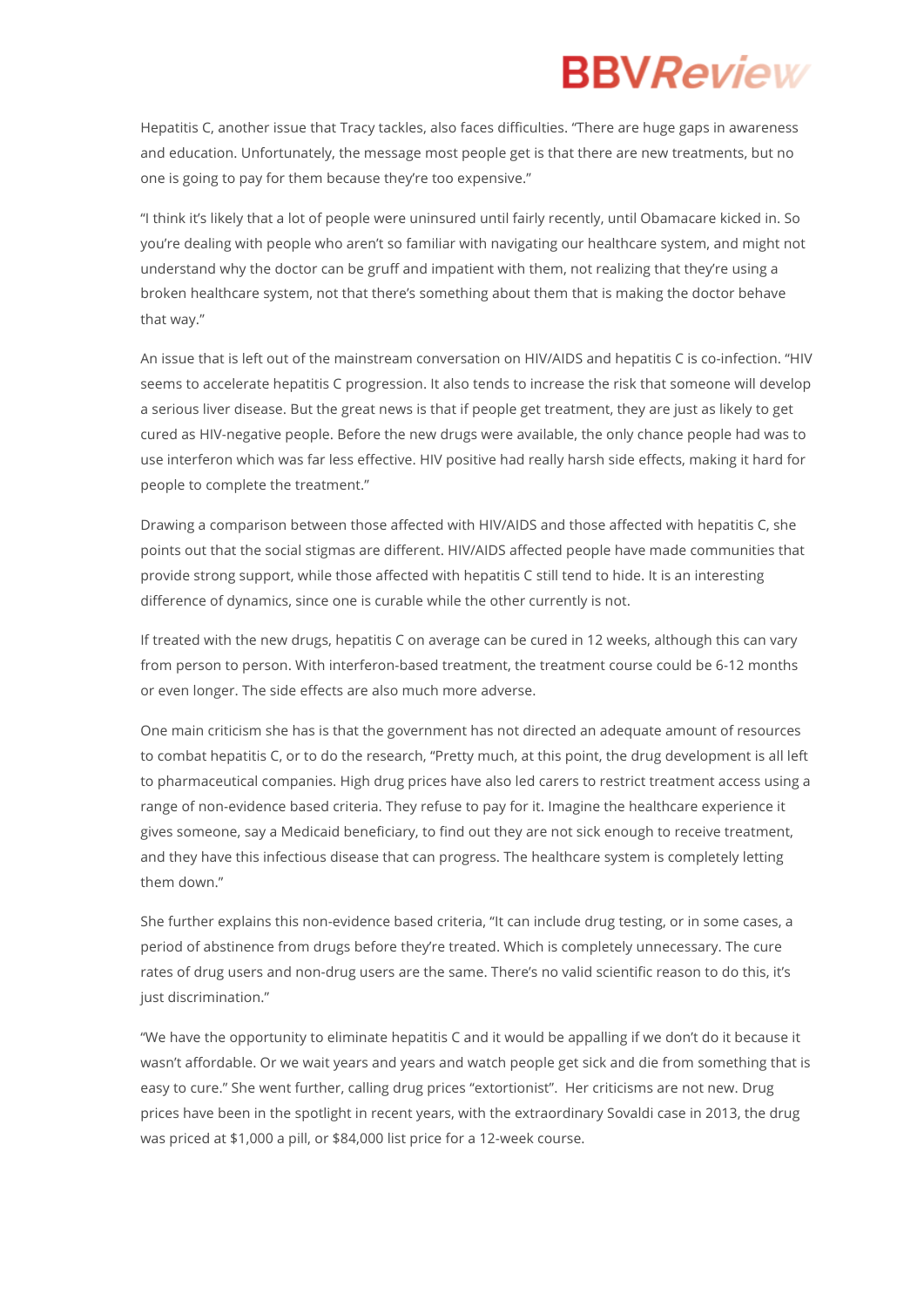Hepatitis C, another issue that Tracy tackles, also faces difficulties. "There are huge gaps in awareness and education. Unfortunately, the message most people get is that there are new treatments, but no one is going to pay for them because they're too expensive."

"I think it's likely that a lot of people were uninsured until fairly recently, until Obamacare kicked in. So you're dealing with people who aren't so familiar with navigating our healthcare system, and might not understand why the doctor can be gruff and impatient with them, not realizing that they're using a broken healthcare system, not that there's something about them that is making the doctor behave that way."

An issue that is left out of the mainstream conversation on HIV/AIDS and hepatitis C is co-infection. "HIV seems to accelerate hepatitis C progression. It also tends to increase the risk that someone will develop a serious liver disease. But the great news is that if people get treatment, they are just as likely to get cured as HIV-negative people. Before the new drugs were available, the only chance people had was to use interferon which was far less effective. HIV positive had really harsh side effects, making it hard for people to complete the treatment."

Drawing a comparison between those affected with HIV/AIDS and those affected with hepatitis C, she points out that the social stigmas are different. HIV/AIDS affected people have made communities that provide strong support, while those affected with hepatitis C still tend to hide. It is an interesting difference of dynamics, since one is curable while the other currently is not.

If treated with the new drugs, hepatitis C on average can be cured in 12 weeks, although this can vary from person to person. With interferon-based treatment, the treatment course could be 6-12 months or even longer. The side effects are also much more adverse.

One main criticism she has is that the government has not directed an adequate amount of resources to combat hepatitis C, or to do the research, "Pretty much, at this point, the drug development is all left to pharmaceutical companies. High drug prices have also led carers to restrict treatment access using a range of non-evidence based criteria. They refuse to pay for it. Imagine the healthcare experience it gives someone, say a Medicaid beneficiary, to find out they are not sick enough to receive treatment, and they have this infectious disease that can progress. The healthcare system is completely letting them down."

She further explains this non-evidence based criteria, "It can include drug testing, or in some cases, a period of abstinence from drugs before they're treated. Which is completely unnecessary. The cure rates of drug users and non-drug users are the same. There's no valid scientific reason to do this, it's just discrimination."

"We have the opportunity to eliminate hepatitis C and it would be appalling if we don't do it because it wasn't affordable. Or we wait years and years and watch people get sick and die from something that is easy to cure." She went further, calling drug prices "extortionist". Her criticisms are not new. Drug prices have been in the spotlight in recent years, with the extraordinary Sovaldi case in 2013, the drug was priced at $1,000 a pill, or $84,000 list price for a 12-week course.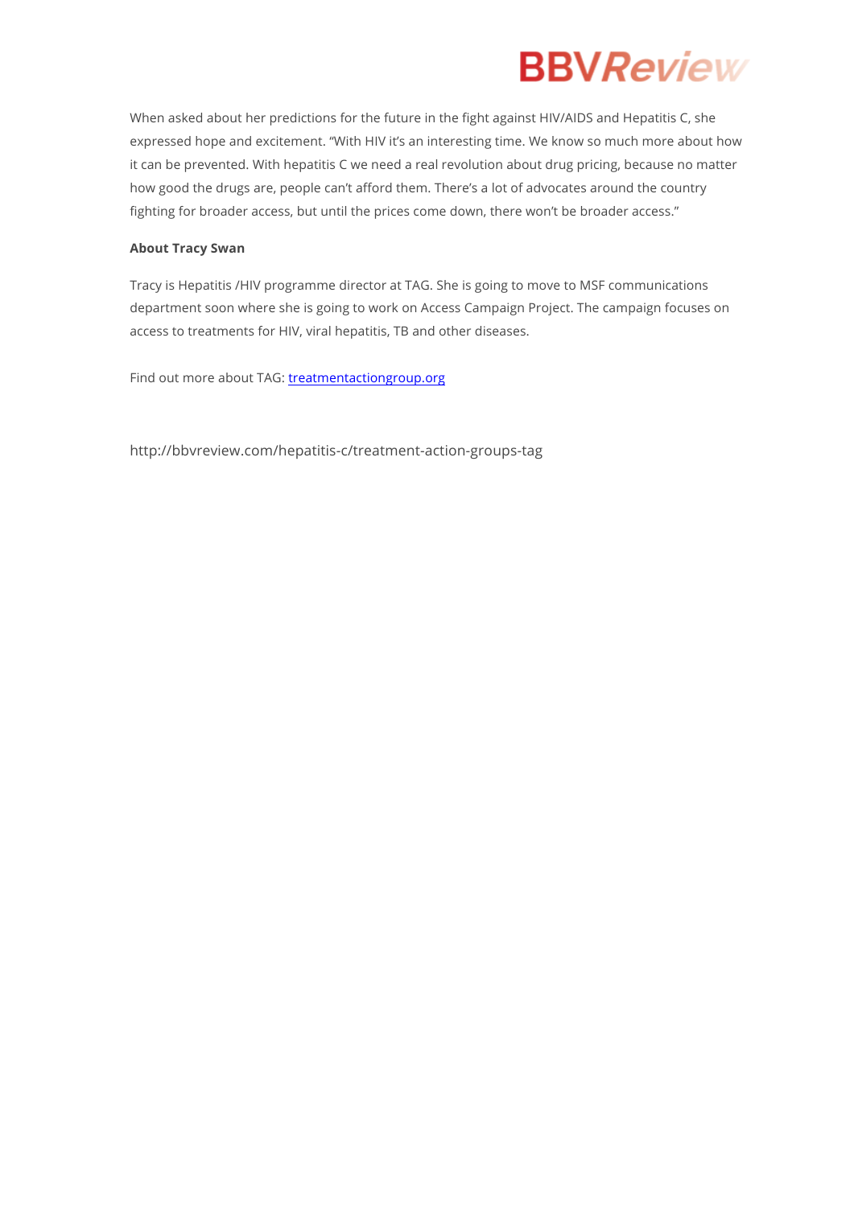When asked about her predictions for the future in the fight against HIV/AIDS and Hepatitis C, she expressed hope and excitement. "With HIV it's an interesting time. We know so much more about how it can be prevented. With hepatitis C we need a real revolution about drug pricing, because no matter how good the drugs are, people can't afford them. There's a lot of advocates around the country fighting for broader access, but until the prices come down, there won't be broader access."

**About Tracy Swan**

Tracy is Hepatitis /HIV programme director at TAG. She is going to move to MSF communications department soon where she is going to work on Access Campaign Project. The campaign focuses on access to treatments for HIV, viral hepatitis, TB and other diseases.

Find out more about TAG: [treatmentactiongroup.org](http://treatmentactiongroup.org)

http://bbvreview.com/hepatitis-c/treatment-action-groups-tag